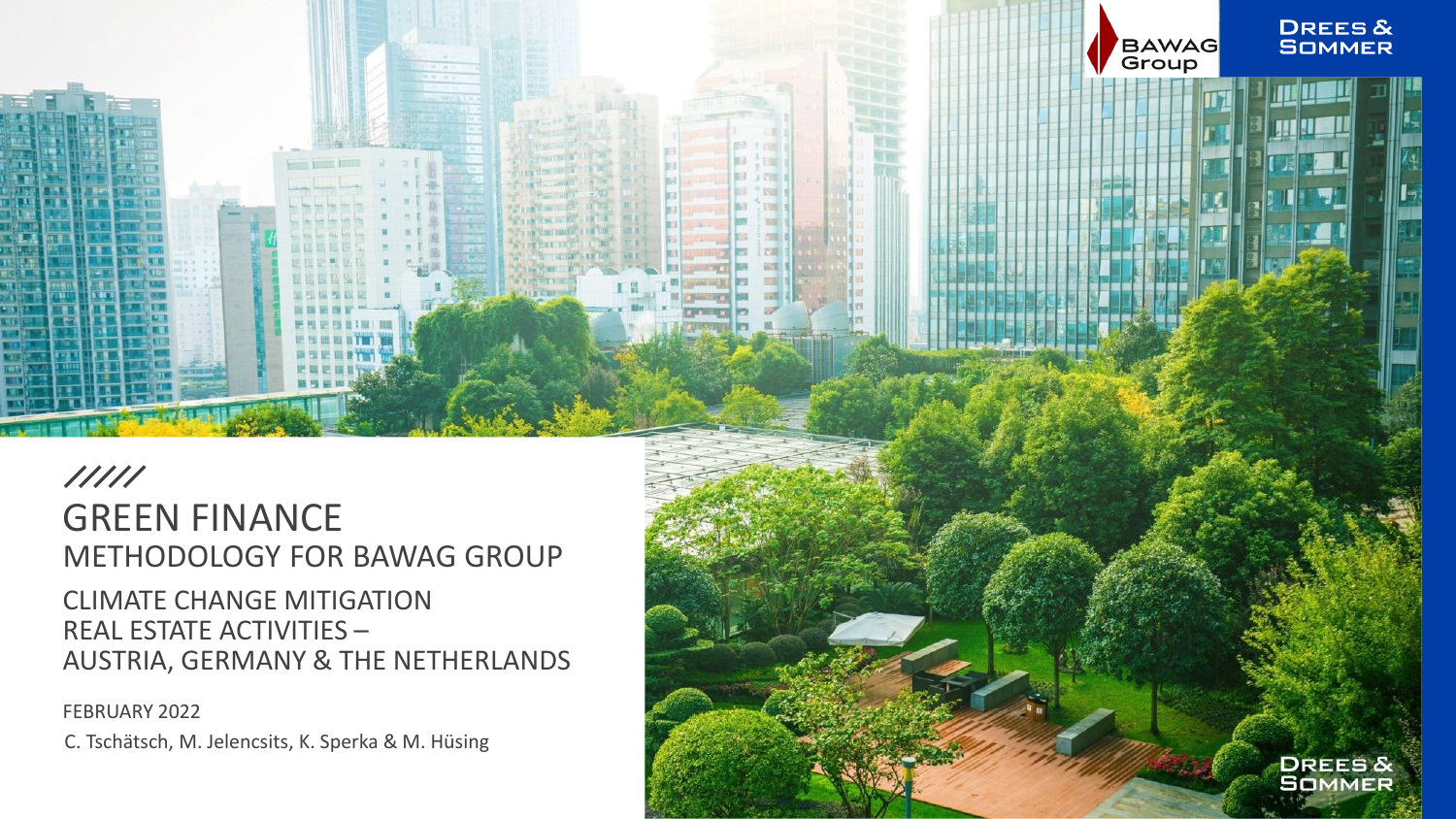# GREEN FINANCE

## METHODOLOGY FOR BAWAG GROUP

CLIMATE CHANGE MITIGATION
REAL ESTATE ACTIVITIES –
AUSTRIA, GERMANY & THE NETHERLANDS

FEBRUARY 2022

C. Tschätsch, M. Jelencsits, K. Sperka & M. Hüsing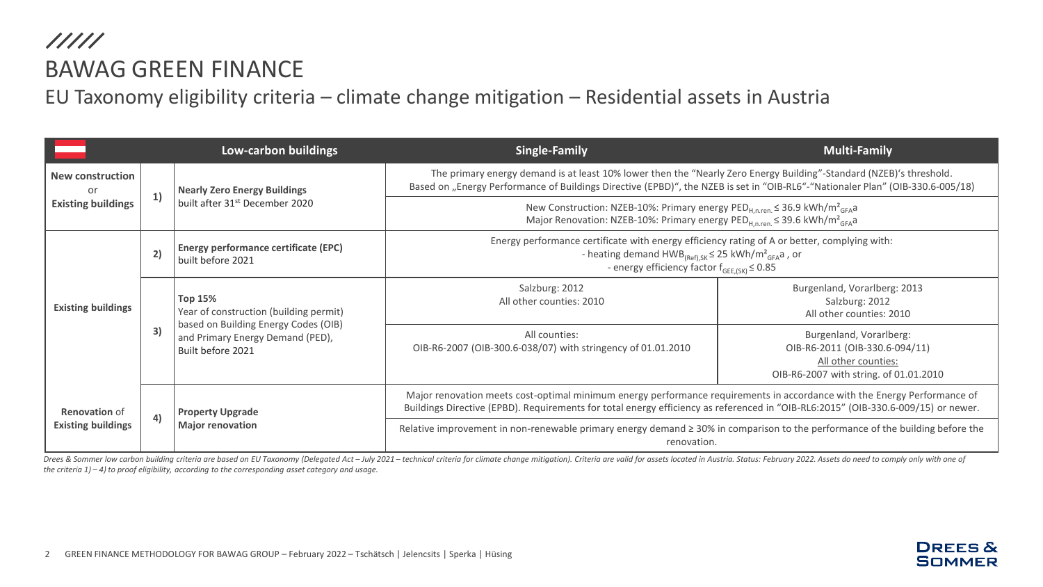# BAWAG GREEN FINANCE

## EU Taxonomy eligibility criteria – climate change mitigation – Residential assets in Austria

| | | Low-carbon buildings | Single-Family | Multi-Family |
|---|---|---|---|---|
| **New construction** or **Existing buildings** | 1) | **Nearly Zero Energy Buildings** built after 31st December 2020 | The primary energy demand is at least 10% lower then the "Nearly Zero Energy Building"-Standard (NZEB)'s threshold. Based on „Energy Performance of Buildings Directive (EPBD)", the NZEB is set in "OIB-RL6"-"Nationaler Plan" (OIB-330.6-005/18) | |
| | | | New Construction: NZEB-10%: Primary energy $PED_{H,n.ren.} \leq 36.9$ kWh/m²$_{GFA}$a<br>Major Renovation: NZEB-10%: Primary energy $PED_{H,n.ren.} \leq 39.6$ kWh/m²$_{GFA}$a | |
| **Existing buildings** | 2) | **Energy performance certificate (EPC)** built before 2021 | Energy performance certificate with energy efficiency rating of A or better, complying with:<br>- heating demand $HWB_{(Ref),SK} \leq 25$ kWh/m²$_{GFA}$a , or<br>- energy efficiency factor $f_{GEE,(SK)} \leq 0.85$ | |
| | 3) | **Top 15%** Year of construction (building permit) based on Building Energy Codes (OIB) and Primary Energy Demand (PED), Built before 2021 | Salzburg: 2012<br>All other counties: 2010 | Burgenland, Vorarlberg: 2013<br>Salzburg: 2012<br>All other counties: 2010 |
| | | | All counties:<br>OIB-R6-2007 (OIB-300.6-038/07) with stringency of 01.01.2010 | Burgenland, Vorarlberg:<br>OIB-R6-2011 (OIB-330.6-094/11)<br>All other counties:<br>OIB-R6-2007 with string. of 01.01.2010 |
| **Renovation** of **Existing buildings** | 4) | **Property Upgrade** **Major renovation** | Major renovation meets cost-optimal minimum energy performance requirements in accordance with the Energy Performance of Buildings Directive (EPBD). Requirements for total energy efficiency as referenced in "OIB-RL6:2015" (OIB-330.6-009/15) or newer. | |
| | | | Relative improvement in non-renewable primary energy demand ≥ 30% in comparison to the performance of the building before the renovation. | |

*Drees & Sommer low carbon building criteria are based on EU Taxonomy (Delegated Act – July 2021 – technical criteria for climate change mitigation). Criteria are valid for assets located in Austria. Status: February 2022. Assets do need to comply only with one of the criteria 1) – 4) to proof eligibility, according to the corresponding asset category and usage.*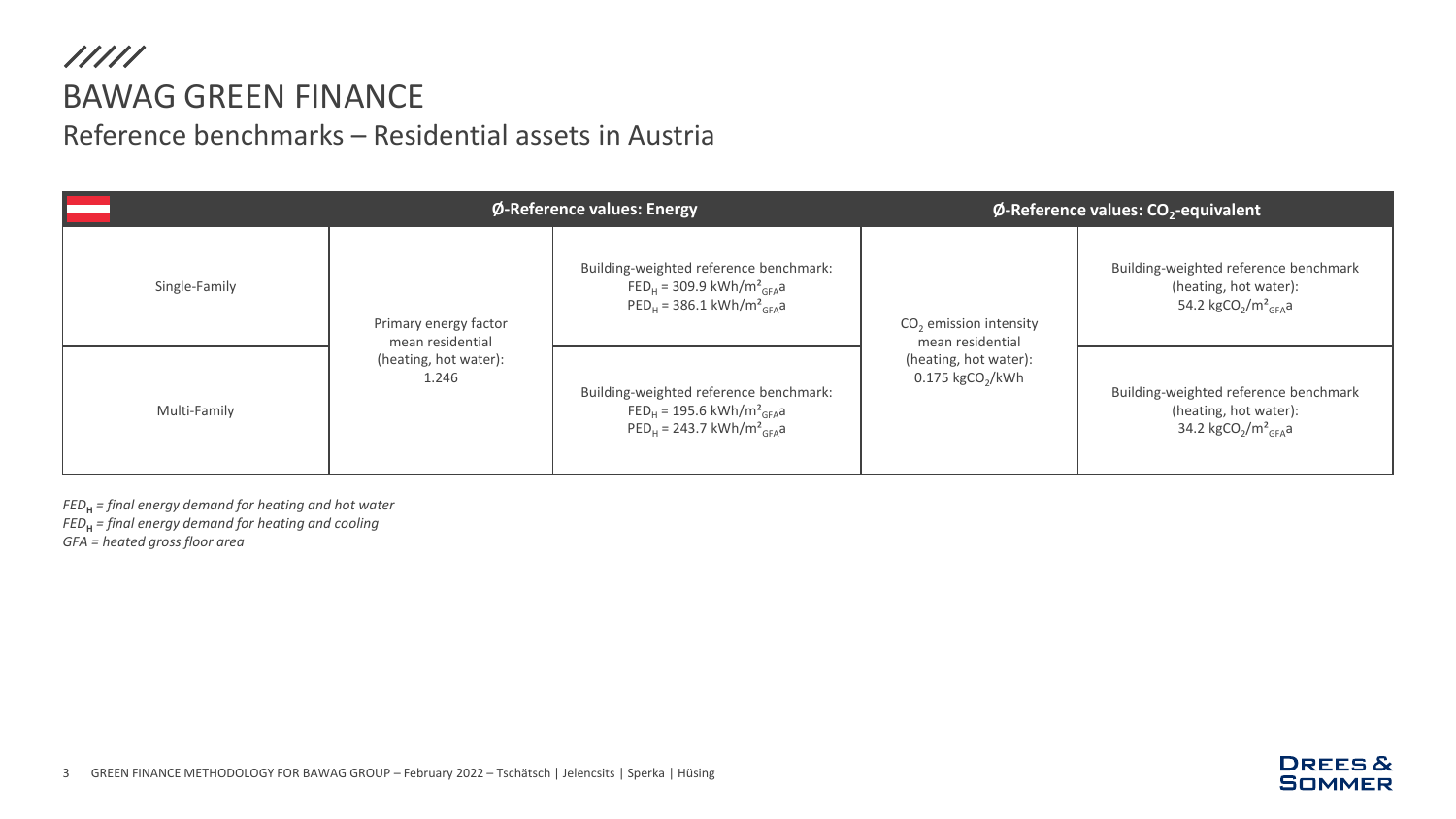# BAWAG GREEN FINANCE

## Reference benchmarks – Residential assets in Austria

| | Ø-Reference values: Energy | | Ø-Reference values: $CO_2$-equivalent | |
|---|---|---|---|---|
| Single-Family | Primary energy factor mean residential (heating, hot water): 1.246 | Building-weighted reference benchmark: $FED_H$ = 309.9 kWh/m²$_{GFA}$a $PED_H$ = 386.1 kWh/m²$_{GFA}$a | $CO_2$ emission intensity mean residential (heating, hot water): 0.175 kg$CO_2$/kWh | Building-weighted reference benchmark (heating, hot water): 54.2 kg$CO_2$/m²$_{GFA}$a |
| Multi-Family | | Building-weighted reference benchmark: $FED_H$ = 195.6 kWh/m²$_{GFA}$a $PED_H$ = 243.7 kWh/m²$_{GFA}$a | | Building-weighted reference benchmark (heating, hot water): 34.2 kg$CO_2$/m²$_{GFA}$a |

*$FED_H$ = final energy demand for heating and hot water*
*$FED_H$ = final energy demand for heating and cooling*
*GFA = heated gross floor area*

GREEN FINANCE METHODOLOGY FOR BAWAG GROUP – February 2022 – Tschätsch | Jelencsits | Sperka | Hüsing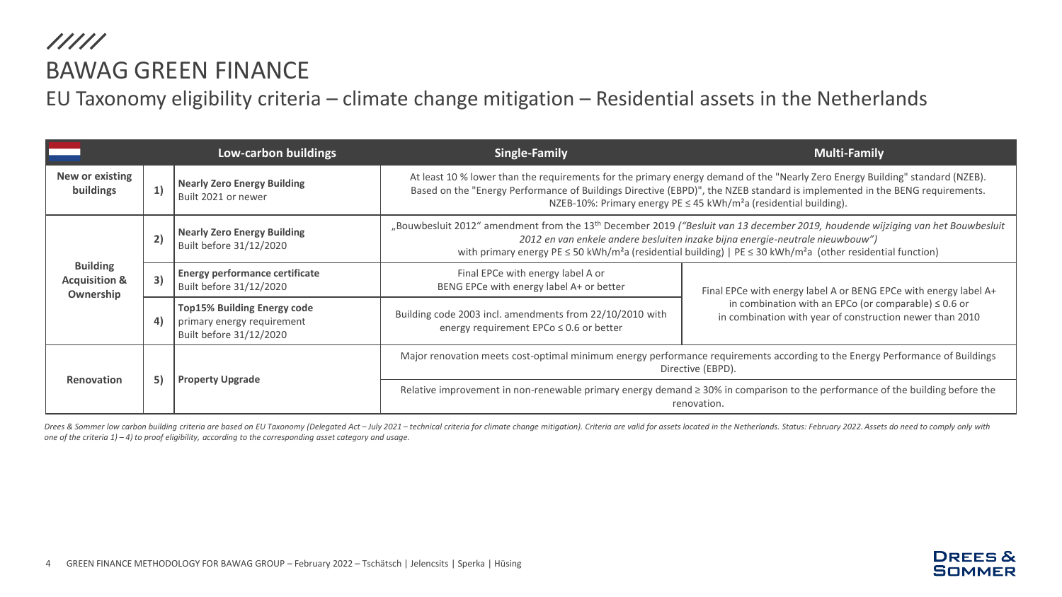# BAWAG GREEN FINANCE

## EU Taxonomy eligibility criteria – climate change mitigation – Residential assets in the Netherlands

| | | Low-carbon buildings | Single-Family | Multi-Family |
|---|---|---|---|---|
| **New or existing buildings** | **1)** | **Nearly Zero Energy Building** Built 2021 or newer | At least 10 % lower than the requirements for the primary energy demand of the "Nearly Zero Energy Building" standard (NZEB). Based on the "Energy Performance of Buildings Directive (EBPD)", the NZEB standard is implemented in the BENG requirements. NZEB-10%: Primary energy PE ≤ 45 kWh/m²a (residential building). | |
| **Building Acquisition & Ownership** | **2)** | **Nearly Zero Energy Building** Built before 31/12/2020 | „Bouwbesluit 2012" amendment from the 13th December 2019 *("Besluit van 13 december 2019, houdende wijziging van het Bouwbesluit 2012 en van enkele andere besluiten inzake bijna energie-neutrale nieuwbouw")* with primary energy PE ≤ 50 kWh/m²a (residential building) \| PE ≤ 30 kWh/m²a (other residential function) | |
| | **3)** | **Energy performance certificate** Built before 31/12/2020 | Final EPCe with energy label A or BENG EPCe with energy label A+ or better | Final EPCe with energy label A or BENG EPCe with energy label A+ in combination with an EPCo (or comparable) ≤ 0.6 or in combination with year of construction newer than 2010 |
| | **4)** | **Top15% Building Energy code** primary energy requirement Built before 31/12/2020 | Building code 2003 incl. amendments from 22/10/2010 with energy requirement EPCo ≤ 0.6 or better | |
| **Renovation** | **5)** | **Property Upgrade** | Major renovation meets cost-optimal minimum energy performance requirements according to the Energy Performance of Buildings Directive (EBPD). | |
| | | | Relative improvement in non-renewable primary energy demand ≥ 30% in comparison to the performance of the building before the renovation. | |

*Drees & Sommer low carbon building criteria are based on EU Taxonomy (Delegated Act – July 2021 – technical criteria for climate change mitigation). Criteria are valid for assets located in the Netherlands. Status: February 2022. Assets do need to comply only with one of the criteria 1) – 4) to proof eligibility, according to the corresponding asset category and usage.*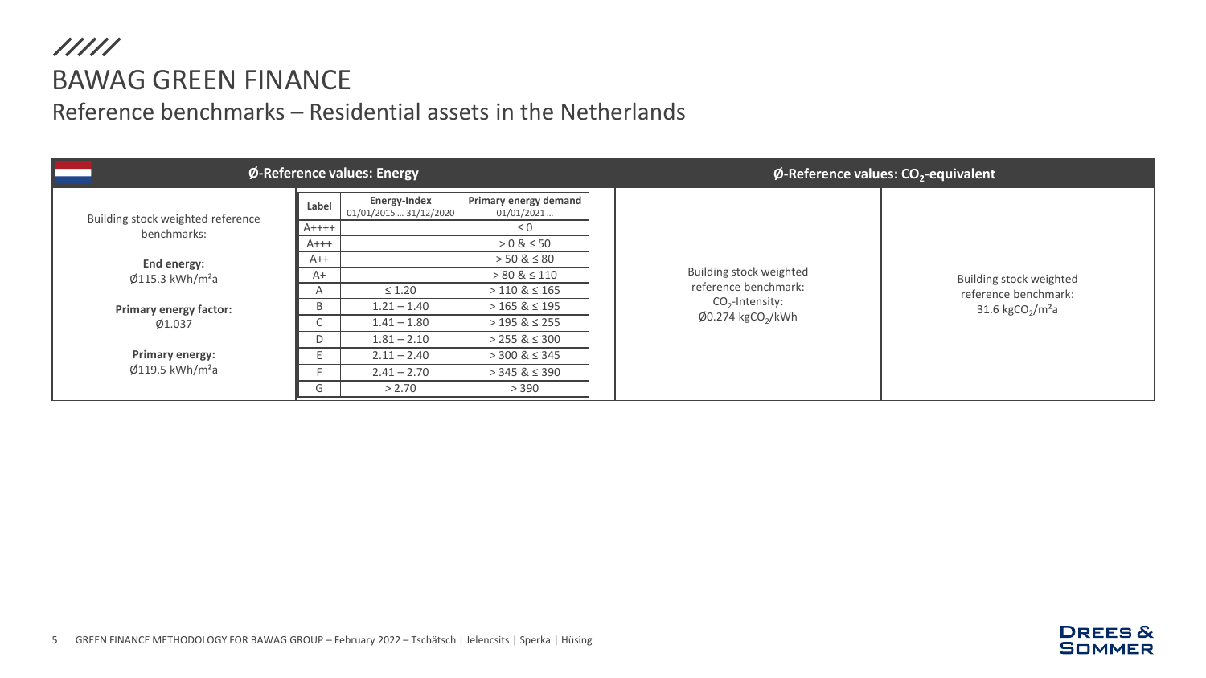# BAWAG GREEN FINANCE

## Reference benchmarks – Residential assets in the Netherlands

### Ø-Reference values: Energy

Building stock weighted reference benchmarks:

**End energy:**
Ø115.3 kWh/m²a

**Primary energy factor:**
Ø1.037

**Primary energy:**
Ø119.5 kWh/m²a

| Label | Energy-Index 01/01/2015 … 31/12/2020 | Primary energy demand 01/01/2021 … |
|---|---|---|
| A++++ | | ≤ 0 |
| A+++ | | > 0 & ≤ 50 |
| A++ | | > 50 & ≤ 80 |
| A+ | | > 80 & ≤ 110 |
| A | ≤ 1.20 | > 110 & ≤ 165 |
| B | 1.21 – 1.40 | > 165 & ≤ 195 |
| C | 1.41 – 1.80 | > 195 & ≤ 255 |
| D | 1.81 – 2.10 | > 255 & ≤ 300 |
| E | 2.11 – 2.40 | > 300 & ≤ 345 |
| F | 2.41 – 2.70 | > 345 & ≤ 390 |
| G | > 2.70 | > 390 |

### Ø-Reference values: $CO_2$-equivalent

Building stock weighted reference benchmark:
$CO_2$-Intensity:
Ø0.274 $kgCO_2$/kWh

Building stock weighted reference benchmark:
31.6 $kgCO_2$/m²a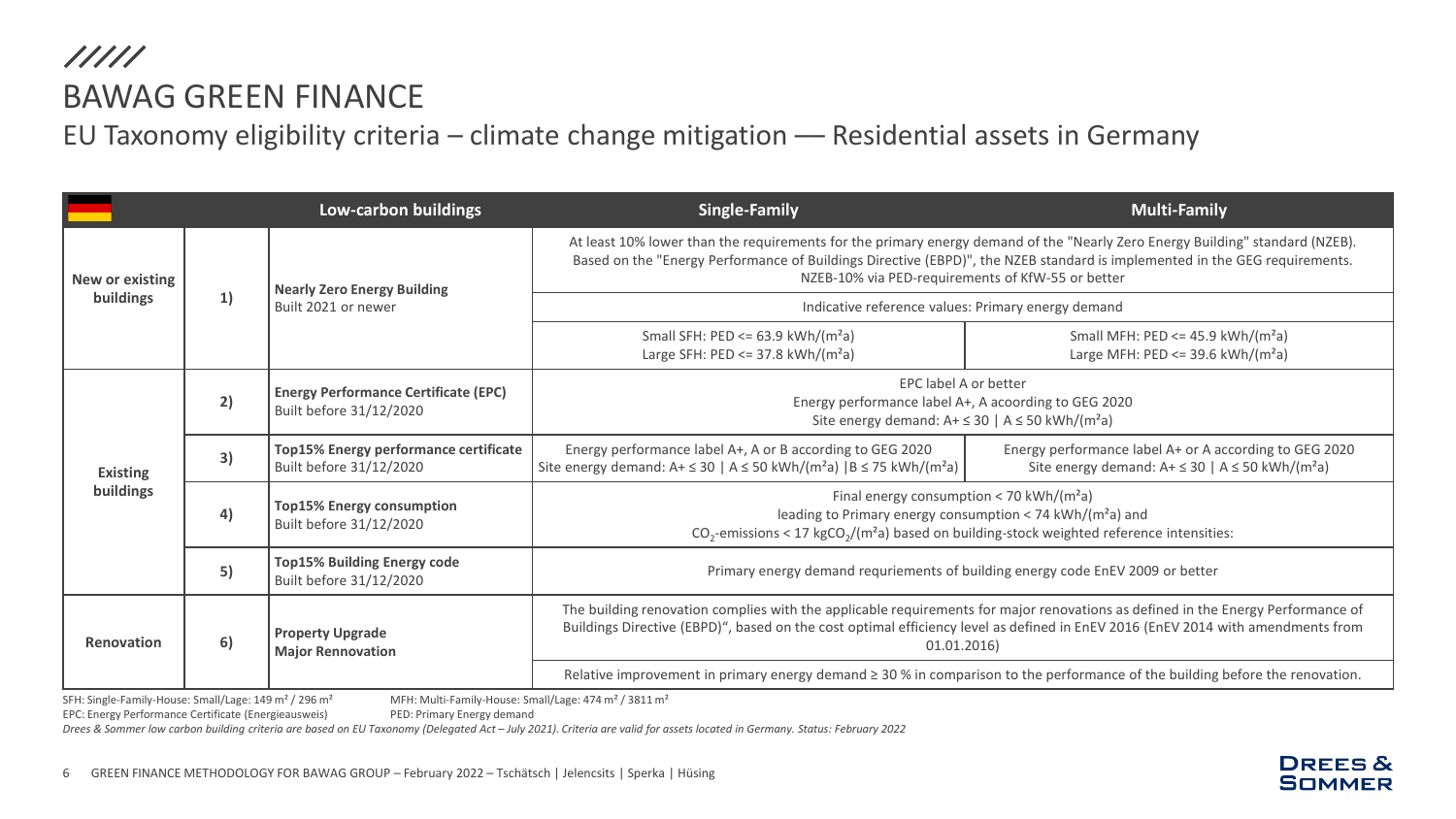/////

# BAWAG GREEN FINANCE

## EU Taxonomy eligibility criteria – climate change mitigation –– Residential assets in Germany

| | | Low-carbon buildings | Single-Family | Multi-Family |
|---|---|---|---|---|
| **New or existing buildings** | **1)** | **Nearly Zero Energy Building** Built 2021 or newer | At least 10% lower than the requirements for the primary energy demand of the "Nearly Zero Energy Building" standard (NZEB). Based on the "Energy Performance of Buildings Directive (EBPD)", the NZEB standard is implemented in the GEG requirements. NZEB-10% via PED-requirements of KfW-55 or better | |
| | | | Indicative reference values: Primary energy demand | |
| | | | Small SFH: PED <= 63.9 kWh/(m²a) Large SFH: PED <= 37.8 kWh/(m²a) | Small MFH: PED <= 45.9 kWh/(m²a) Large MFH: PED <= 39.6 kWh/(m²a) |
| **Existing buildings** | **2)** | **Energy Performance Certificate (EPC)** Built before 31/12/2020 | EPC label A or better Energy performance label A+, A acoording to GEG 2020 Site energy demand: A+ ≤ 30 \| A ≤ 50 kWh/(m²a) | |
| | **3)** | **Top15% Energy performance certificate** Built before 31/12/2020 | Energy performance label A+, A or B according to GEG 2020 Site energy demand: A+ ≤ 30 \| A ≤ 50 kWh/(m²a) \|B ≤ 75 kWh/(m²a) | Energy performance label A+ or A according to GEG 2020 Site energy demand: A+ ≤ 30 \| A ≤ 50 kWh/(m²a) |
| | **4)** | **Top15% Energy consumption** Built before 31/12/2020 | Final energy consumption < 70 kWh/(m²a) leading to Primary energy consumption < 74 kWh/(m²a) and $CO_2$-emissions < 17 kg$CO_2$/(m²a) based on building-stock weighted reference intensities: | |
| | **5)** | **Top15% Building Energy code** Built before 31/12/2020 | Primary energy demand requriements of building energy code EnEV 2009 or better | |
| **Renovation** | **6)** | **Property Upgrade Major Rennovation** | The building renovation complies with the applicable requirements for major renovations as defined in the Energy Performance of Buildings Directive (EBPD)", based on the cost optimal efficiency level as defined in EnEV 2016 (EnEV 2014 with amendments from 01.01.2016) | |
| | | | Relative improvement in primary energy demand ≥ 30 % in comparison to the performance of the building before the renovation. | |

SFH: Single-Family-House: Small/Lage: 149 m² / 296 m²
MFH: Multi-Family-House: Small/Lage: 474 m² / 3811 m²
EPC: Energy Performance Certificate (Energieausweis)
PED: Primary Energy demand

*Drees & Sommer low carbon building criteria are based on EU Taxonomy (Delegated Act – July 2021). Criteria are valid for assets located in Germany. Status: February 2022*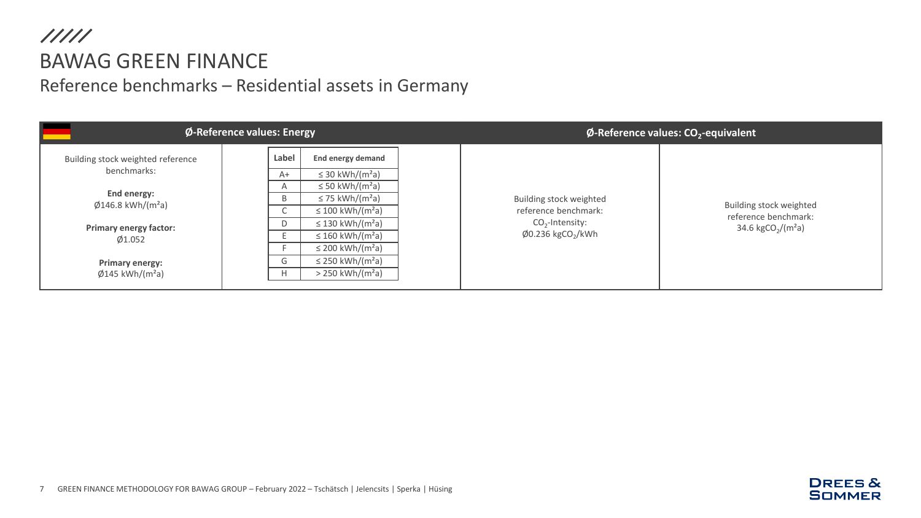# BAWAG GREEN FINANCE

## Reference benchmarks – Residential assets in Germany

| Ø-Reference values: Energy | | Ø-Reference values: $CO_2$-equivalent | |
|---|---|---|---|
| Building stock weighted reference benchmarks:<br><br>**End energy:**<br>Ø146.8 kWh/(m²a)<br><br>**Primary energy factor:**<br>Ø1.052<br><br>**Primary energy:**<br>Ø145 kWh/(m²a) | **Label** / **End energy demand**<br>A+: ≤ 30 kWh/(m²a)<br>A: ≤ 50 kWh/(m²a)<br>B: ≤ 75 kWh/(m²a)<br>C: ≤ 100 kWh/(m²a)<br>D: ≤ 130 kWh/(m²a)<br>E: ≤ 160 kWh/(m²a)<br>F: ≤ 200 kWh/(m²a)<br>G: ≤ 250 kWh/(m²a)<br>H: > 250 kWh/(m²a) | Building stock weighted reference benchmark:<br>$CO_2$-Intensity:<br>Ø0.236 $kgCO_2$/kWh | Building stock weighted reference benchmark:<br>34.6 $kgCO_2$/(m²a) |

| Label | End energy demand |
|---|---|
| A+ | ≤ 30 kWh/(m²a) |
| A | ≤ 50 kWh/(m²a) |
| B | ≤ 75 kWh/(m²a) |
| C | ≤ 100 kWh/(m²a) |
| D | ≤ 130 kWh/(m²a) |
| E | ≤ 160 kWh/(m²a) |
| F | ≤ 200 kWh/(m²a) |
| G | ≤ 250 kWh/(m²a) |
| H | > 250 kWh/(m²a) |

GREEN FINANCE METHODOLOGY FOR BAWAG GROUP – February 2022 – Tschätsch | Jelencsits | Sperka | Hüsing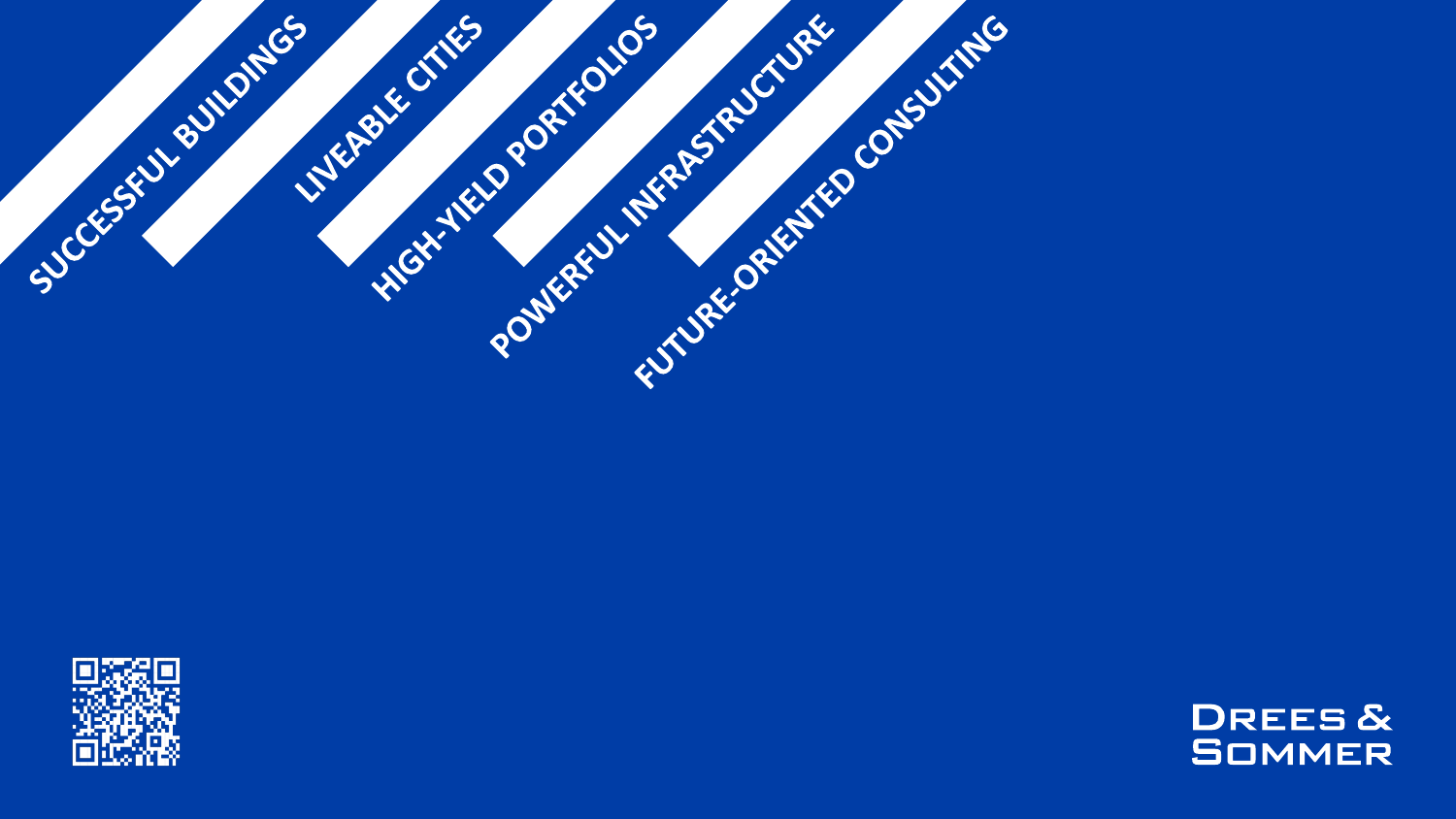SUCCESSFUL BUILDINGS

LIVEABLE CITIES

HIGH-YIELD PORTFOLIOS

POWERFUL INFRASTRUCTURE

FUTURE-ORIENTED CONSULTING

DREES & SOMMER